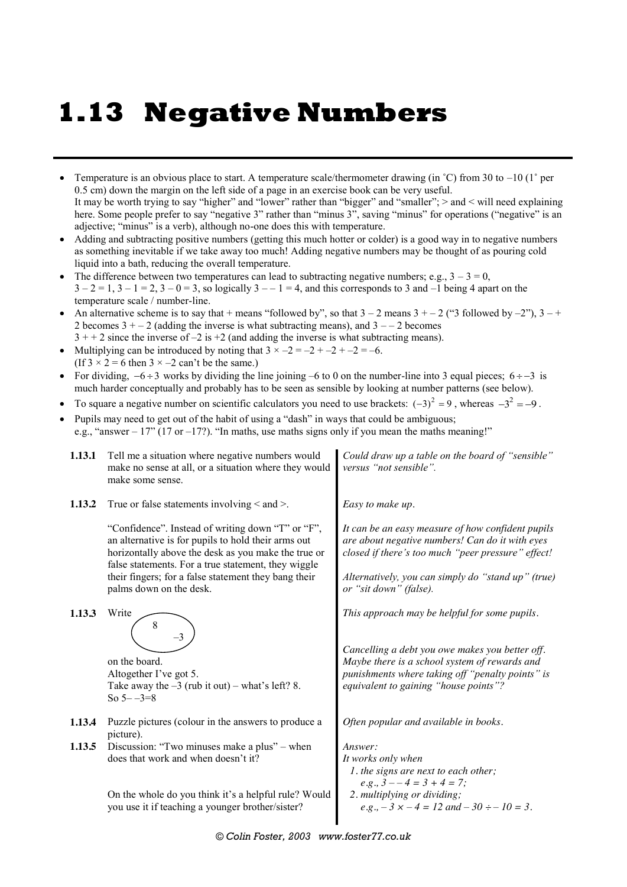# 1.13 Negative Numbers

- Temperature is an obvious place to start. A temperature scale/thermometer drawing (in ˚C) from 30 to –10 (1˚ per 0.5 cm) down the margin on the left side of a page in an exercise book can be very useful.
  It may be worth trying to say "higher" and "lower" rather than "bigger" and "smaller"; > and < will need explaining here. Some people prefer to say "negative 3" rather than "minus 3", saving "minus" for operations ("negative" is an adjective; "minus" is a verb), although no-one does this with temperature.
- Adding and subtracting positive numbers (getting this much hotter or colder) is a good way in to negative numbers as something inevitable if we take away too much! Adding negative numbers may be thought of as pouring cold liquid into a bath, reducing the overall temperature.
- The difference between two temperatures can lead to subtracting negative numbers; e.g., $3 - 3 = 0$, $3 - 2 = 1$, $3 - 1 = 2$, $3 - 0 = 3$, so logically $3 - -1 = 4$, and this corresponds to 3 and –1 being 4 apart on the temperature scale / number-line.
- An alternative scheme is to say that + means "followed by", so that $3 - 2$ means $3 + -2$ ("3 followed by –2"), $3 - +2$ becomes $3 + -2$ (adding the inverse is what subtracting means), and $3 - -2$ becomes $3 + +2$ since the inverse of –2 is +2 (and adding the inverse is what subtracting means).
- Multiplying can be introduced by noting that $3 \times -2 = -2 + -2 + -2 = -6$.
  (If $3 \times 2 = 6$ then $3 \times -2$ can't be the same.)
- For dividing, $-6 \div 3$ works by dividing the line joining –6 to 0 on the number-line into 3 equal pieces; $6 \div -3$ is much harder conceptually and probably has to be seen as sensible by looking at number patterns (see below).
- To square a negative number on scientific calculators you need to use brackets: $(-3)^2 = 9$, whereas $-3^2 = -9$.
- Pupils may need to get out of the habit of using a "dash" in ways that could be ambiguous; e.g., "answer – 17" (17 or –17?). "In maths, use maths signs only if you mean the maths meaning!"

**1.13.1** Tell me a situation where negative numbers would make no sense at all, or a situation where they would make some sense.

*Could draw up a table on the board of "sensible" versus "not sensible".*

**1.13.2** True or false statements involving < and >.

*Easy to make up.*

"Confidence". Instead of writing down "T" or "F", an alternative is for pupils to hold their arms out horizontally above the desk as you make the true or false statements. For a true statement, they wiggle their fingers; for a false statement they bang their palms down on the desk.

*It can be an easy measure of how confident pupils are about negative numbers! Can do it with eyes closed if there's too much "peer pressure" effect!*

*Alternatively, you can simply do "stand up" (true) or "sit down" (false).*

**1.13.3** Write (an oval containing 8 and –3) on the board.
Altogether I've got 5.
Take away the –3 (rub it out) – what's left? 8.
So $5 - -3 = 8$

*This approach may be helpful for some pupils.*

*Cancelling a debt you owe makes you better off. Maybe there is a school system of rewards and punishments where taking off "penalty points" is equivalent to gaining "house points"?*

**1.13.4** Puzzle pictures (colour in the answers to produce a picture).

*Often popular and available in books.*

**1.13.5** Discussion: "Two minuses make a plus" – when does that work and when doesn't it?

On the whole do you think it's a helpful rule? Would you use it if teaching a younger brother/sister?

*Answer:*
*It works only when*
1. *the signs are next to each other;* *e.g.,* $3 - -4 = 3 + 4 = 7$;
2. *multiplying or dividing;* *e.g.,* $-3 \times -4 = 12$ *and* $-30 \div -10 = 3$.

© Colin Foster, 2003 www.foster77.co.uk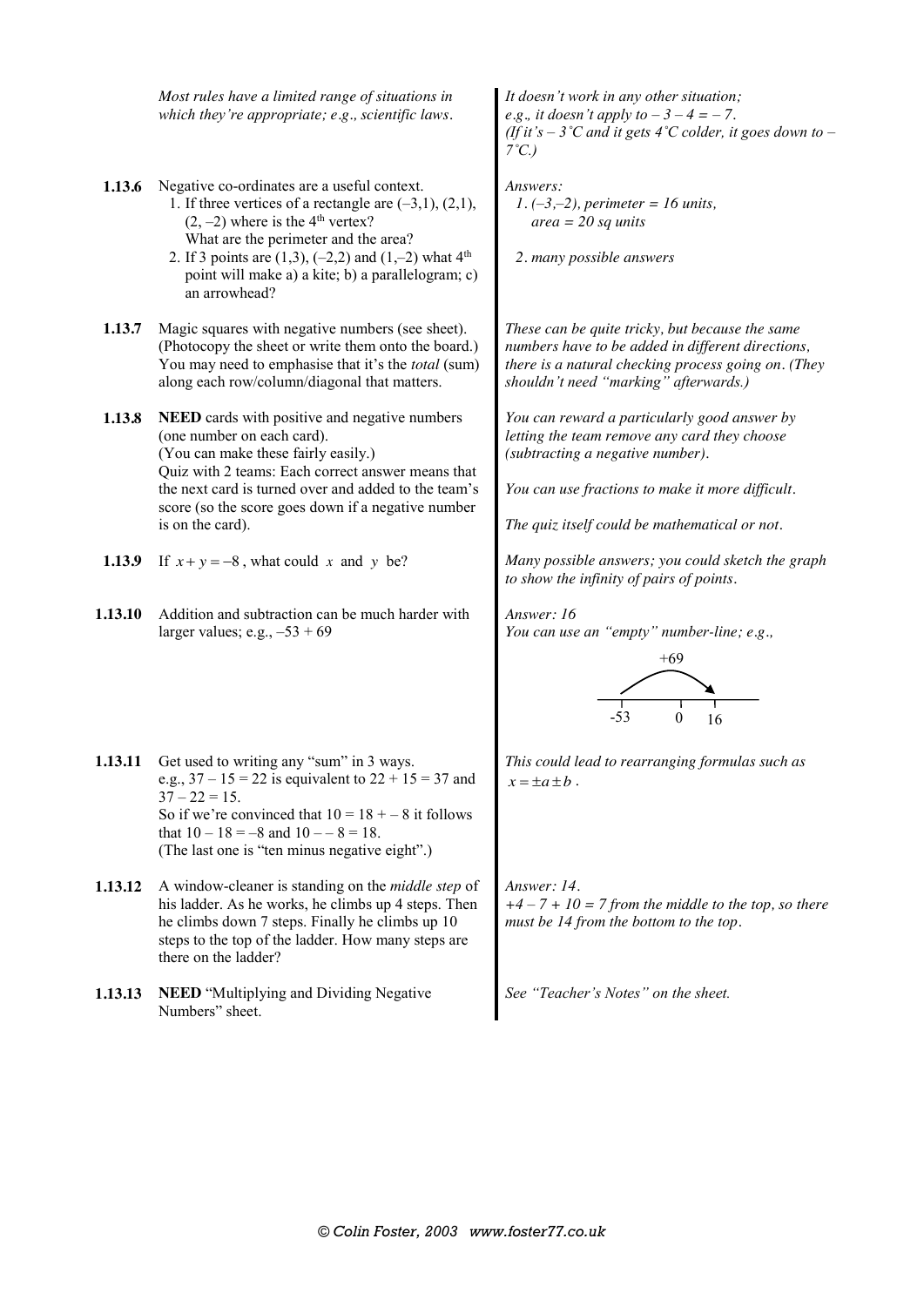| | | |
|---|---|---|
| | *Most rules have a limited range of situations in which they're appropriate; e.g., scientific laws.* | *It doesn't work in any other situation; e.g., it doesn't apply to $-3-4=-7$. (If it's $-3$˚C and it gets 4˚C colder, it goes down to $-7$˚C.)* |
| **1.13.6** | Negative co-ordinates are a useful context.<br>1. If three vertices of a rectangle are (–3,1), (2,1), (2, –2) where is the 4th vertex? What are the perimeter and the area?<br>2. If 3 points are (1,3), (–2,2) and (1,–2) what 4th point will make a) a kite; b) a parallelogram; c) an arrowhead? | *Answers:*<br>*1. (–3,–2), perimeter = 16 units, area = 20 sq units*<br>*2. many possible answers* |
| **1.13.7** | Magic squares with negative numbers (see sheet). (Photocopy the sheet or write them onto the board.) You may need to emphasise that it's the *total* (sum) along each row/column/diagonal that matters. | *These can be quite tricky, but because the same numbers have to be added in different directions, there is a natural checking process going on. (They shouldn't need "marking" afterwards.)* |
| **1.13.8** | **NEED** cards with positive and negative numbers (one number on each card). (You can make these fairly easily.) Quiz with 2 teams: Each correct answer means that the next card is turned over and added to the team's score (so the score goes down if a negative number is on the card). | *You can reward a particularly good answer by letting the team remove any card they choose (subtracting a negative number).*<br>*You can use fractions to make it more difficult.*<br>*The quiz itself could be mathematical or not.* |
| **1.13.9** | If $x+y=-8$, what could $x$ and $y$ be? | *Many possible answers; you could sketch the graph to show the infinity of pairs of points.* |
| **1.13.10** | Addition and subtraction can be much harder with larger values; e.g., $-53+69$ | *Answer: 16*<br>*You can use an "empty" number-line; e.g.,*<br>+69 (jump from -53 to 16, passing 0) |
| **1.13.11** | Get used to writing any "sum" in 3 ways. e.g., $37-15=22$ is equivalent to $22+15=37$ and $37-22=15$. So if we're convinced that $10=18+-8$ it follows that $10-18=-8$ and $10--8=18$. (The last one is "ten minus negative eight".) | *This could lead to rearranging formulas such as* $x=\pm a\pm b$. |
| **1.13.12** | A window-cleaner is standing on the *middle step* of his ladder. As he works, he climbs up 4 steps. Then he climbs down 7 steps. Finally he climbs up 10 steps to the top of the ladder. How many steps are there on the ladder? | *Answer: 14.*<br>*$+4-7+10=7$ from the middle to the top, so there must be 14 from the bottom to the top.* |
| **1.13.13** | **NEED** "Multiplying and Dividing Negative Numbers" sheet. | *See "Teacher's Notes" on the sheet.* |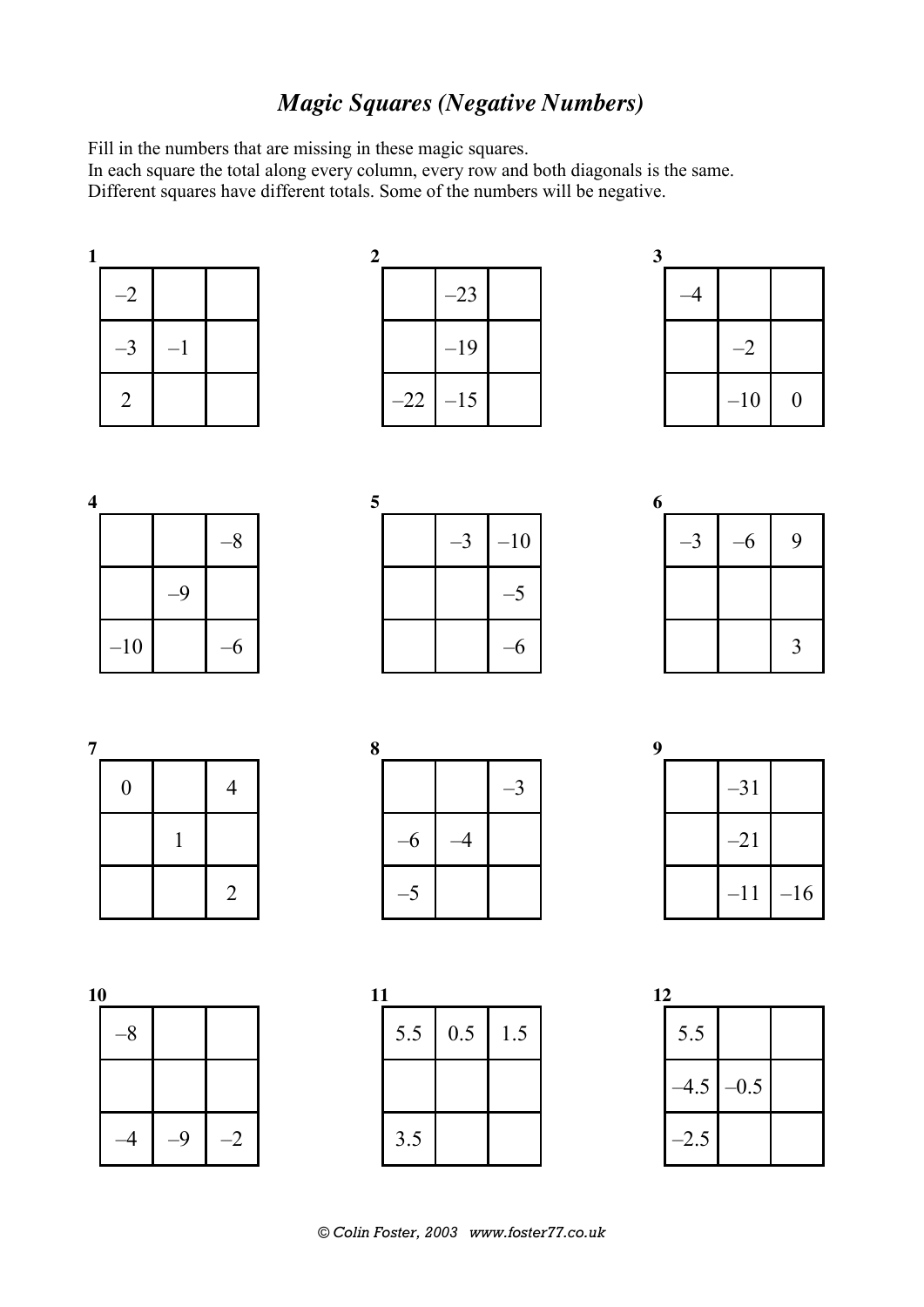# *Magic Squares (Negative Numbers)*

Fill in the numbers that are missing in these magic squares.
In each square the total along every column, every row and both diagonals is the same.
Different squares have different totals. Some of the numbers will be negative.

**1**

| | | |
|---|---|---|
| –2 | | |
| –3 | –1 | |
| 2 | | |

**2**

| | | |
|---|---|---|
| | –23 | |
| | –19 | |
| –22 | –15 | |

**3**

| | | |
|---|---|---|
| –4 | | |
| | –2 | |
| | –10 | 0 |

**4**

| | | |
|---|---|---|
| | | –8 |
| | –9 | |
| –10 | | –6 |

**5**

| | | |
|---|---|---|
| | –3 | –10 |
| | | –5 |
| | | –6 |

**6**

| | | |
|---|---|---|
| –3 | –6 | 9 |
| | | |
| | | 3 |

**7**

| | | |
|---|---|---|
| 0 | | 4 |
| | 1 | |
| | | 2 |

**8**

| | | |
|---|---|---|
| | | –3 |
| –6 | –4 | |
| –5 | | |

**9**

| | | |
|---|---|---|
| | –31 | |
| | –21 | |
| | –11 | –16 |

**10**

| | | |
|---|---|---|
| –8 | | |
| | | |
| –4 | –9 | –2 |

**11**

| | | |
|---|---|---|
| 5.5 | 0.5 | 1.5 |
| | | |
| 3.5 | | |

**12**

| | | |
|---|---|---|
| 5.5 | | |
| –4.5 | –0.5 | |
| –2.5 | | |

© Colin Foster, 2003 www.foster77.co.uk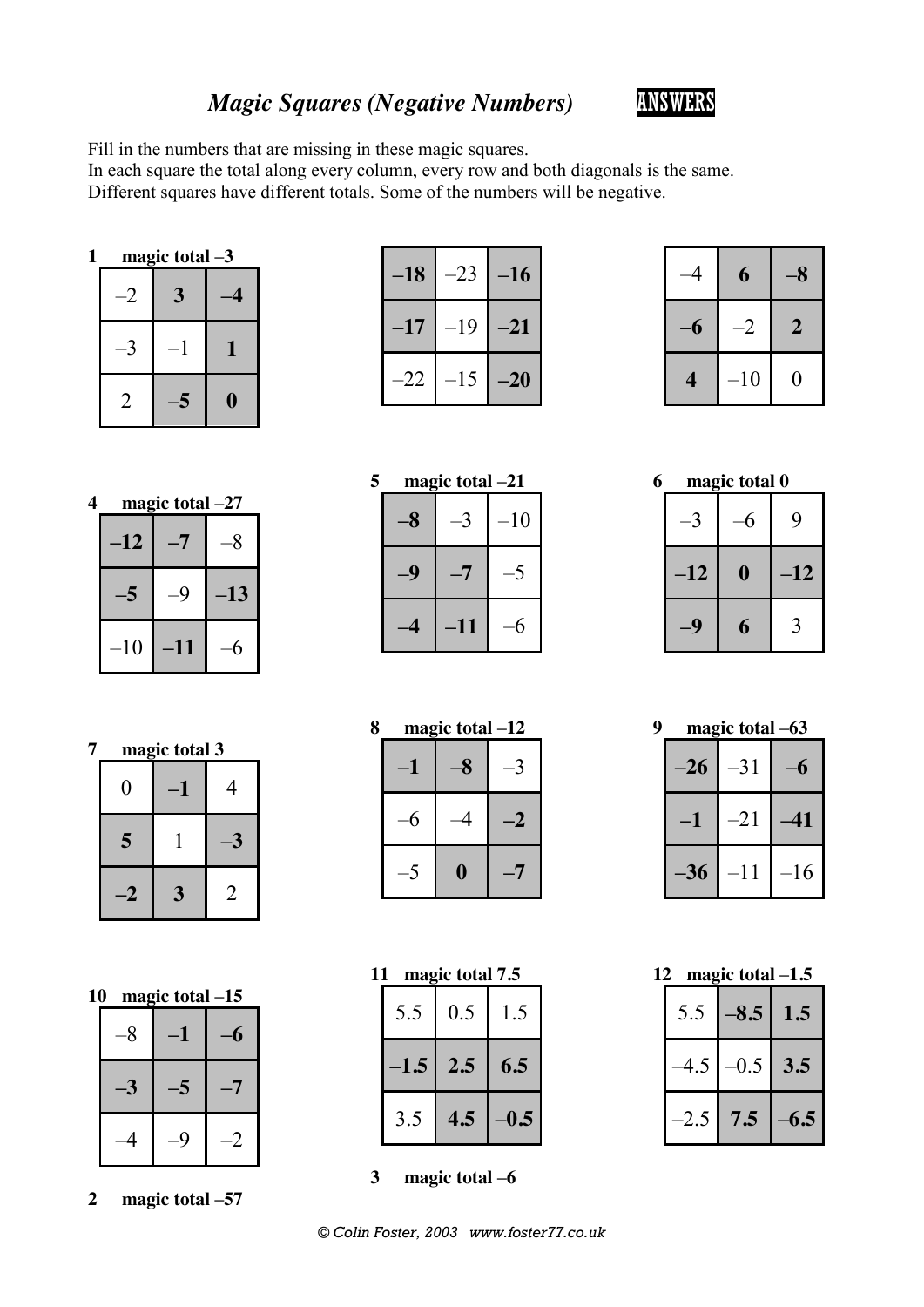## *Magic Squares (Negative Numbers)* ANSWERS

Fill in the numbers that are missing in these magic squares.
In each square the total along every column, every row and both diagonals is the same.
Different squares have different totals. Some of the numbers will be negative.

**1 magic total –3**

| | | |
|---|---|---|
| –2 | **3** | **–4** |
| –3 | –1 | **1** |
| 2 | **–5** | **0** |

**2 magic total –57**

| | | |
|---|---|---|
| **–18** | –23 | **–16** |
| **–17** | –19 | **–21** |
| –22 | –15 | **–20** |

**3 magic total –6**

| | | |
|---|---|---|
| –4 | **6** | **–8** |
| **–6** | –2 | **2** |
| **4** | –10 | 0 |

**4 magic total –27**

| | | |
|---|---|---|
| **–12** | **–7** | –8 |
| **–5** | –9 | **–13** |
| –10 | **–11** | –6 |

**5 magic total –21**

| | | |
|---|---|---|
| **–8** | –3 | –10 |
| **–9** | **–7** | –5 |
| **–4** | **–11** | –6 |

**6 magic total 0**

| | | |
|---|---|---|
| –3 | –6 | 9 |
| **–12** | **0** | **–12** |
| **–9** | **6** | 3 |

**7 magic total 3**

| | | |
|---|---|---|
| 0 | **–1** | 4 |
| **5** | 1 | **–3** |
| **–2** | **3** | 2 |

**8 magic total –12**

| | | |
|---|---|---|
| **–1** | **–8** | –3 |
| –6 | –4 | **–2** |
| –5 | **0** | **–7** |

**9 magic total –63**

| | | |
|---|---|---|
| **–26** | –31 | **–6** |
| **–1** | –21 | **–41** |
| **–36** | –11 | –16 |

**10 magic total –15**

| | | |
|---|---|---|
| –8 | **–1** | **–6** |
| **–3** | **–5** | **–7** |
| –4 | –9 | –2 |

**11 magic total 7.5**

| | | |
|---|---|---|
| 5.5 | 0.5 | 1.5 |
| **–1.5** | **2.5** | **6.5** |
| 3.5 | **4.5** | **–0.5** |

**12 magic total –1.5**

| | | |
|---|---|---|
| 5.5 | **–8.5** | **1.5** |
| –4.5 | –0.5 | **3.5** |
| –2.5 | **7.5** | **–6.5** |

© Colin Foster, 2003 www.foster77.co.uk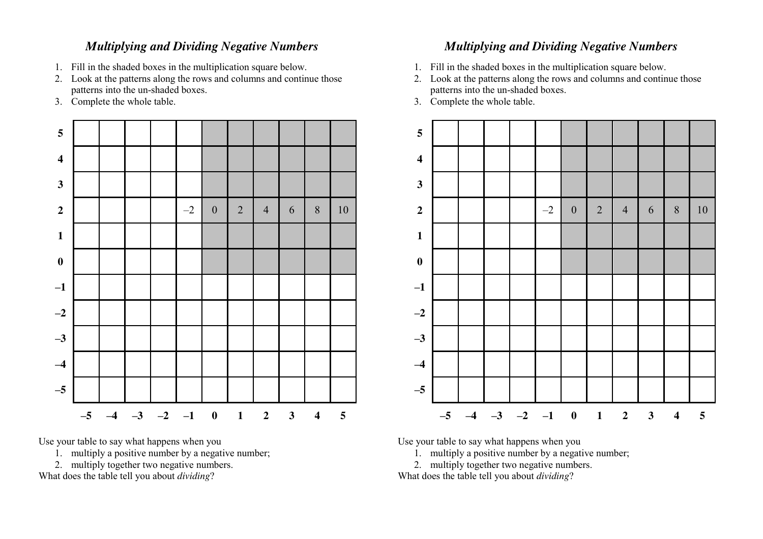## *Multiplying and Dividing Negative Numbers*

1. Fill in the shaded boxes in the multiplication square below.
2. Look at the patterns along the rows and columns and continue those patterns into the un-shaded boxes.
3. Complete the whole table.

| **5** | | | | | | | | | | | |
|---|---|---|---|---|---|---|---|---|---|---|---|
| **4** | | | | | | | | | | | |
| **3** | | | | | | | | | | | |
| **2** | | | | | –2 | 0 | 2 | 4 | 6 | 8 | 10 |
| **1** | | | | | | | | | | | |
| **0** | | | | | | | | | | | |
| **–1** | | | | | | | | | | | |
| **–2** | | | | | | | | | | | |
| **–3** | | | | | | | | | | | |
| **–4** | | | | | | | | | | | |
| **–5** | | | | | | | | | | | |
| | **–5** | **–4** | **–3** | **–2** | **–1** | **0** | **1** | **2** | **3** | **4** | **5** |

Use your table to say what happens when you

1. multiply a positive number by a negative number;
2. multiply together two negative numbers.

What does the table tell you about *dividing*?

## *Multiplying and Dividing Negative Numbers*

1. Fill in the shaded boxes in the multiplication square below.
2. Look at the patterns along the rows and columns and continue those patterns into the un-shaded boxes.
3. Complete the whole table.

| **5** | | | | | | | | | | | |
|---|---|---|---|---|---|---|---|---|---|---|---|
| **4** | | | | | | | | | | | |
| **3** | | | | | | | | | | | |
| **2** | | | | | –2 | 0 | 2 | 4 | 6 | 8 | 10 |
| **1** | | | | | | | | | | | |
| **0** | | | | | | | | | | | |
| **–1** | | | | | | | | | | | |
| **–2** | | | | | | | | | | | |
| **–3** | | | | | | | | | | | |
| **–4** | | | | | | | | | | | |
| **–5** | | | | | | | | | | | |
| | **–5** | **–4** | **–3** | **–2** | **–1** | **0** | **1** | **2** | **3** | **4** | **5** |

Use your table to say what happens when you

1. multiply a positive number by a negative number;
2. multiply together two negative numbers.

What does the table tell you about *dividing*?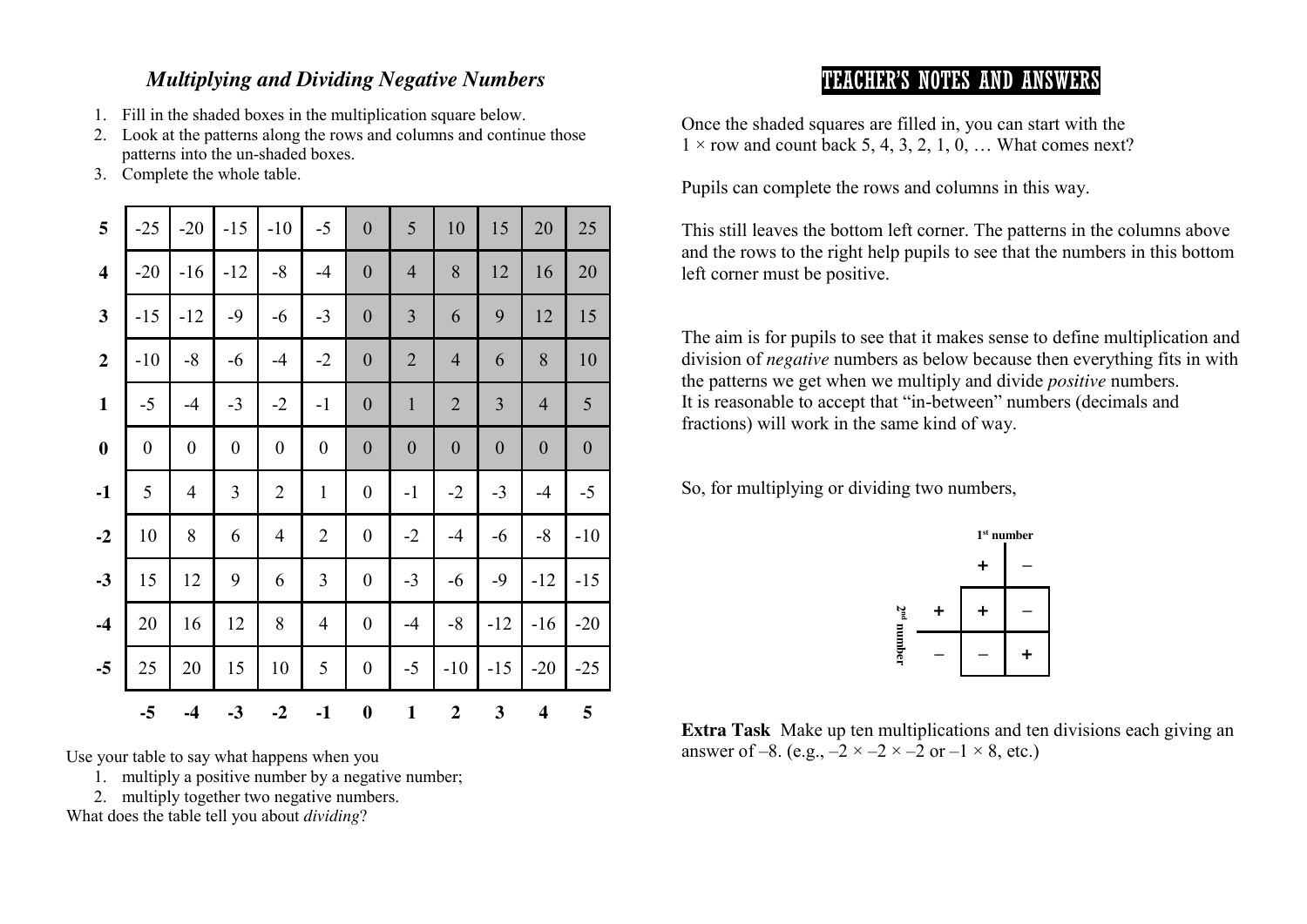## *Multiplying and Dividing Negative Numbers*

1. Fill in the shaded boxes in the multiplication square below.
2. Look at the patterns along the rows and columns and continue those patterns into the un-shaded boxes.
3. Complete the whole table.

| | | | | | | | | | | | |
|---|---|---|---|---|---|---|---|---|---|---|---|
| **5** | -25 | -20 | -15 | -10 | -5 | 0 | 5 | 10 | 15 | 20 | 25 |
| **4** | -20 | -16 | -12 | -8 | -4 | 0 | 4 | 8 | 12 | 16 | 20 |
| **3** | -15 | -12 | -9 | -6 | -3 | 0 | 3 | 6 | 9 | 12 | 15 |
| **2** | -10 | -8 | -6 | -4 | -2 | 0 | 2 | 4 | 6 | 8 | 10 |
| **1** | -5 | -4 | -3 | -2 | -1 | 0 | 1 | 2 | 3 | 4 | 5 |
| **0** | 0 | 0 | 0 | 0 | 0 | 0 | 0 | 0 | 0 | 0 | 0 |
| **-1** | 5 | 4 | 3 | 2 | 1 | 0 | -1 | -2 | -3 | -4 | -5 |
| **-2** | 10 | 8 | 6 | 4 | 2 | 0 | -2 | -4 | -6 | -8 | -10 |
| **-3** | 15 | 12 | 9 | 6 | 3 | 0 | -3 | -6 | -9 | -12 | -15 |
| **-4** | 20 | 16 | 12 | 8 | 4 | 0 | -4 | -8 | -12 | -16 | -20 |
| **-5** | 25 | 20 | 15 | 10 | 5 | 0 | -5 | -10 | -15 | -20 | -25 |
| | **-5** | **-4** | **-3** | **-2** | **-1** | **0** | **1** | **2** | **3** | **4** | **5** |

Use your table to say what happens when you

1. multiply a positive number by a negative number;
2. multiply together two negative numbers.

What does the table tell you about *dividing*?

## TEACHER'S NOTES AND ANSWERS

Once the shaded squares are filled in, you can start with the $1 \times$ row and count back 5, 4, 3, 2, 1, 0, … What comes next?

Pupils can complete the rows and columns in this way.

This still leaves the bottom left corner. The patterns in the columns above and the rows to the right help pupils to see that the numbers in this bottom left corner must be positive.

The aim is for pupils to see that it makes sense to define multiplication and division of *negative* numbers as below because then everything fits in with the patterns we get when we multiply and divide *positive* numbers.
It is reasonable to accept that "in-between" numbers (decimals and fractions) will work in the same kind of way.

So, for multiplying or dividing two numbers,

| 2nd number \ 1st number | + | – |
|---|---|---|
| **+** | + | – |
| **–** | – | + |

**Extra Task** Make up ten multiplications and ten divisions each giving an answer of –8. (e.g., $-2 \times -2 \times -2$ or $-1 \times 8$, etc.)